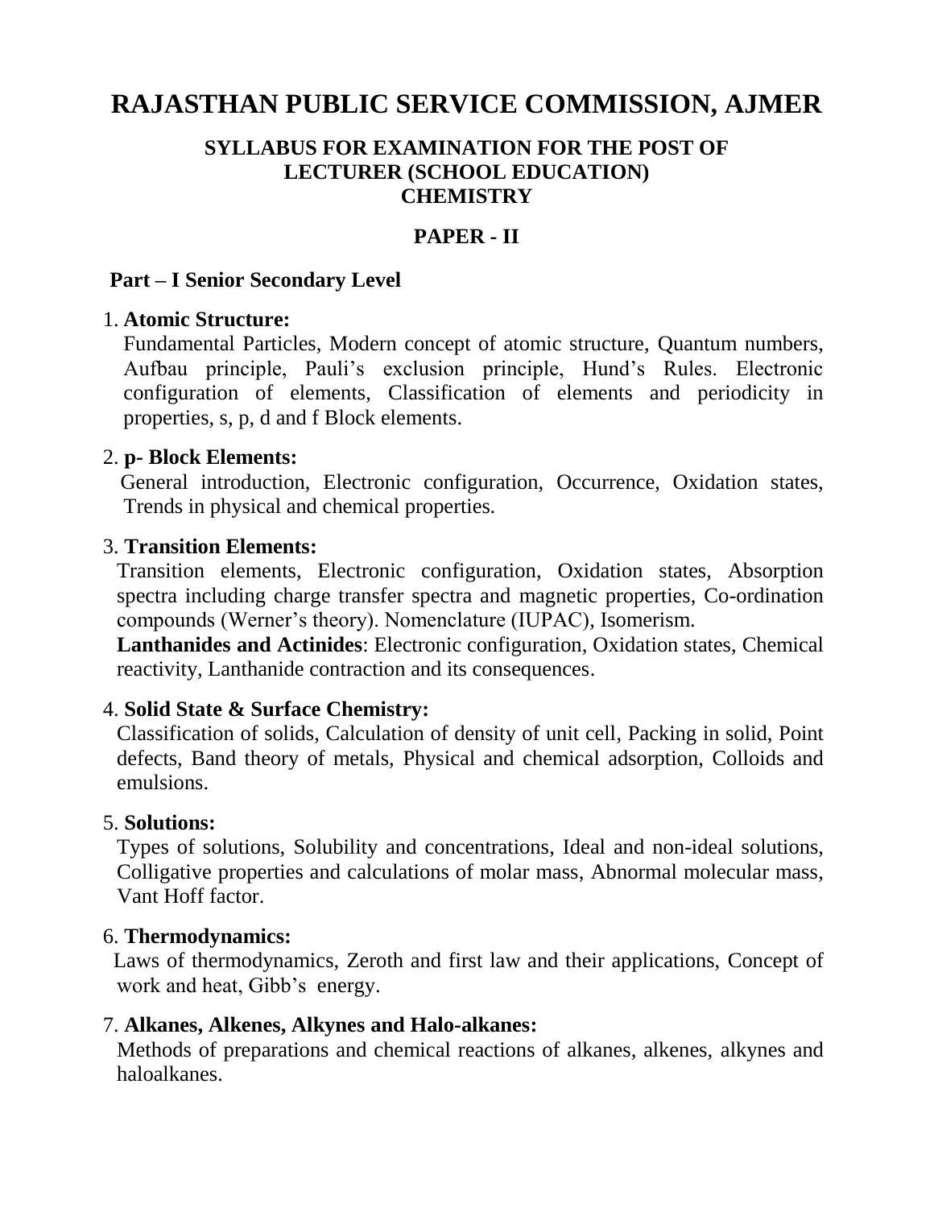# RAJASTHAN PUBLIC SERVICE COMMISSION, AJMER

## SYLLABUS FOR EXAMINATION FOR THE POST OF LECTURER (SCHOOL EDUCATION) CHEMISTRY

## PAPER - II

### Part – I Senior Secondary Level

1. **Atomic Structure:**
   Fundamental Particles, Modern concept of atomic structure, Quantum numbers, Aufbau principle, Pauli's exclusion principle, Hund's Rules. Electronic configuration of elements, Classification of elements and periodicity in properties, s, p, d and f Block elements.

2. **p- Block Elements:**
   General introduction, Electronic configuration, Occurrence, Oxidation states, Trends in physical and chemical properties.

3. **Transition Elements:**
   Transition elements, Electronic configuration, Oxidation states, Absorption spectra including charge transfer spectra and magnetic properties, Co-ordination compounds (Werner's theory). Nomenclature (IUPAC), Isomerism.
   **Lanthanides and Actinides**: Electronic configuration, Oxidation states, Chemical reactivity, Lanthanide contraction and its consequences.

4. **Solid State & Surface Chemistry:**
   Classification of solids, Calculation of density of unit cell, Packing in solid, Point defects, Band theory of metals, Physical and chemical adsorption, Colloids and emulsions.

5. **Solutions:**
   Types of solutions, Solubility and concentrations, Ideal and non-ideal solutions, Colligative properties and calculations of molar mass, Abnormal molecular mass, Vant Hoff factor.

6. **Thermodynamics:**
   Laws of thermodynamics, Zeroth and first law and their applications, Concept of work and heat, Gibb's energy.

7. **Alkanes, Alkenes, Alkynes and Halo-alkanes:**
   Methods of preparations and chemical reactions of alkanes, alkenes, alkynes and haloalkanes.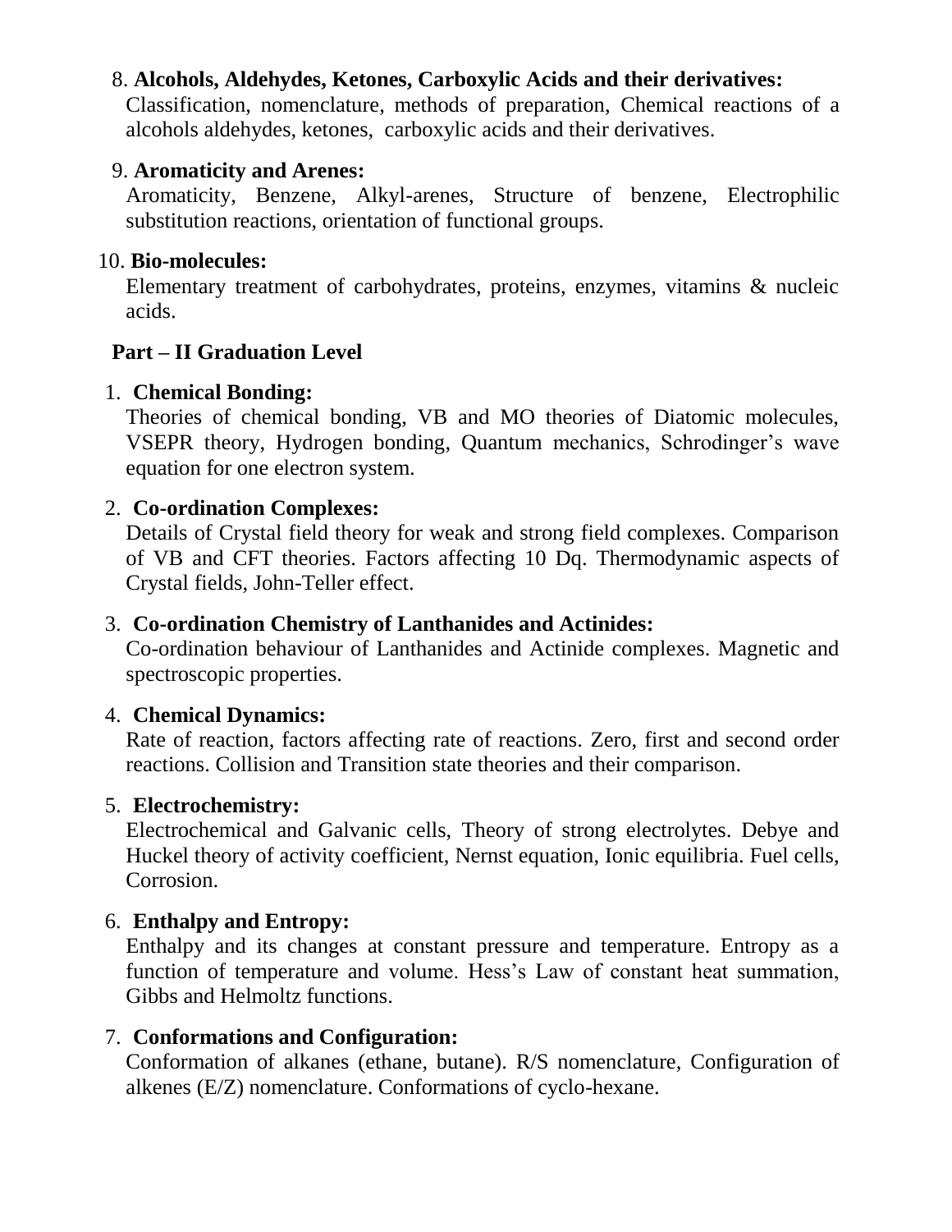8. **Alcohols, Aldehydes, Ketones, Carboxylic Acids and their derivatives:**
   Classification, nomenclature, methods of preparation, Chemical reactions of a alcohols aldehydes, ketones, carboxylic acids and their derivatives.

9. **Aromaticity and Arenes:**
   Aromaticity, Benzene, Alkyl-arenes, Structure of benzene, Electrophilic substitution reactions, orientation of functional groups.

10. **Bio-molecules:**
    Elementary treatment of carbohydrates, proteins, enzymes, vitamins & nucleic acids.

## Part – II Graduation Level

1. **Chemical Bonding:**
   Theories of chemical bonding, VB and MO theories of Diatomic molecules, VSEPR theory, Hydrogen bonding, Quantum mechanics, Schrodinger's wave equation for one electron system.

2. **Co-ordination Complexes:**
   Details of Crystal field theory for weak and strong field complexes. Comparison of VB and CFT theories. Factors affecting 10 Dq. Thermodynamic aspects of Crystal fields, John-Teller effect.

3. **Co-ordination Chemistry of Lanthanides and Actinides:**
   Co-ordination behaviour of Lanthanides and Actinide complexes. Magnetic and spectroscopic properties.

4. **Chemical Dynamics:**
   Rate of reaction, factors affecting rate of reactions. Zero, first and second order reactions. Collision and Transition state theories and their comparison.

5. **Electrochemistry:**
   Electrochemical and Galvanic cells, Theory of strong electrolytes. Debye and Huckel theory of activity coefficient, Nernst equation, Ionic equilibria. Fuel cells, Corrosion.

6. **Enthalpy and Entropy:**
   Enthalpy and its changes at constant pressure and temperature. Entropy as a function of temperature and volume. Hess's Law of constant heat summation, Gibbs and Helmoltz functions.

7. **Conformations and Configuration:**
   Conformation of alkanes (ethane, butane). R/S nomenclature, Configuration of alkenes (E/Z) nomenclature. Conformations of cyclo-hexane.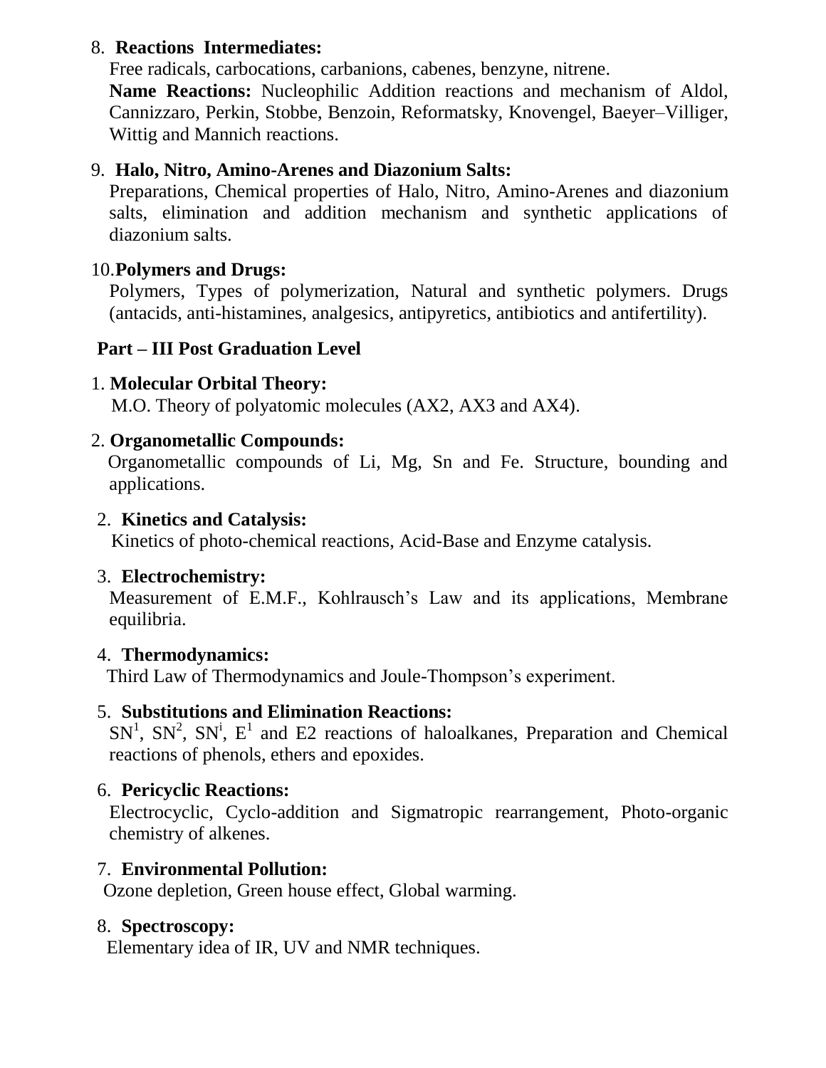8. **Reactions Intermediates:**

   Free radicals, carbocations, carbanions, cabenes, benzyne, nitrene.

   **Name Reactions:** Nucleophilic Addition reactions and mechanism of Aldol, Cannizzaro, Perkin, Stobbe, Benzoin, Reformatsky, Knovengel, Baeyer–Villiger, Wittig and Mannich reactions.

9. **Halo, Nitro, Amino-Arenes and Diazonium Salts:**

   Preparations, Chemical properties of Halo, Nitro, Amino-Arenes and diazonium salts, elimination and addition mechanism and synthetic applications of diazonium salts.

10. **Polymers and Drugs:**

    Polymers, Types of polymerization, Natural and synthetic polymers. Drugs (antacids, anti-histamines, analgesics, antipyretics, antibiotics and antifertility).

## Part – III Post Graduation Level

1. **Molecular Orbital Theory:**

   M.O. Theory of polyatomic molecules (AX2, AX3 and AX4).

2. **Organometallic Compounds:**

   Organometallic compounds of Li, Mg, Sn and Fe. Structure, bounding and applications.

2. **Kinetics and Catalysis:**

   Kinetics of photo-chemical reactions, Acid-Base and Enzyme catalysis.

3. **Electrochemistry:**

   Measurement of E.M.F., Kohlrausch's Law and its applications, Membrane equilibria.

4. **Thermodynamics:**

   Third Law of Thermodynamics and Joule-Thompson's experiment.

5. **Substitutions and Elimination Reactions:**

   $SN^1$, $SN^2$, $SN^i$, $E^1$ and E2 reactions of haloalkanes, Preparation and Chemical reactions of phenols, ethers and epoxides.

6. **Pericyclic Reactions:**

   Electrocyclic, Cyclo-addition and Sigmatropic rearrangement, Photo-organic chemistry of alkenes.

7. **Environmental Pollution:**

   Ozone depletion, Green house effect, Global warming.

8. **Spectroscopy:**

   Elementary idea of IR, UV and NMR techniques.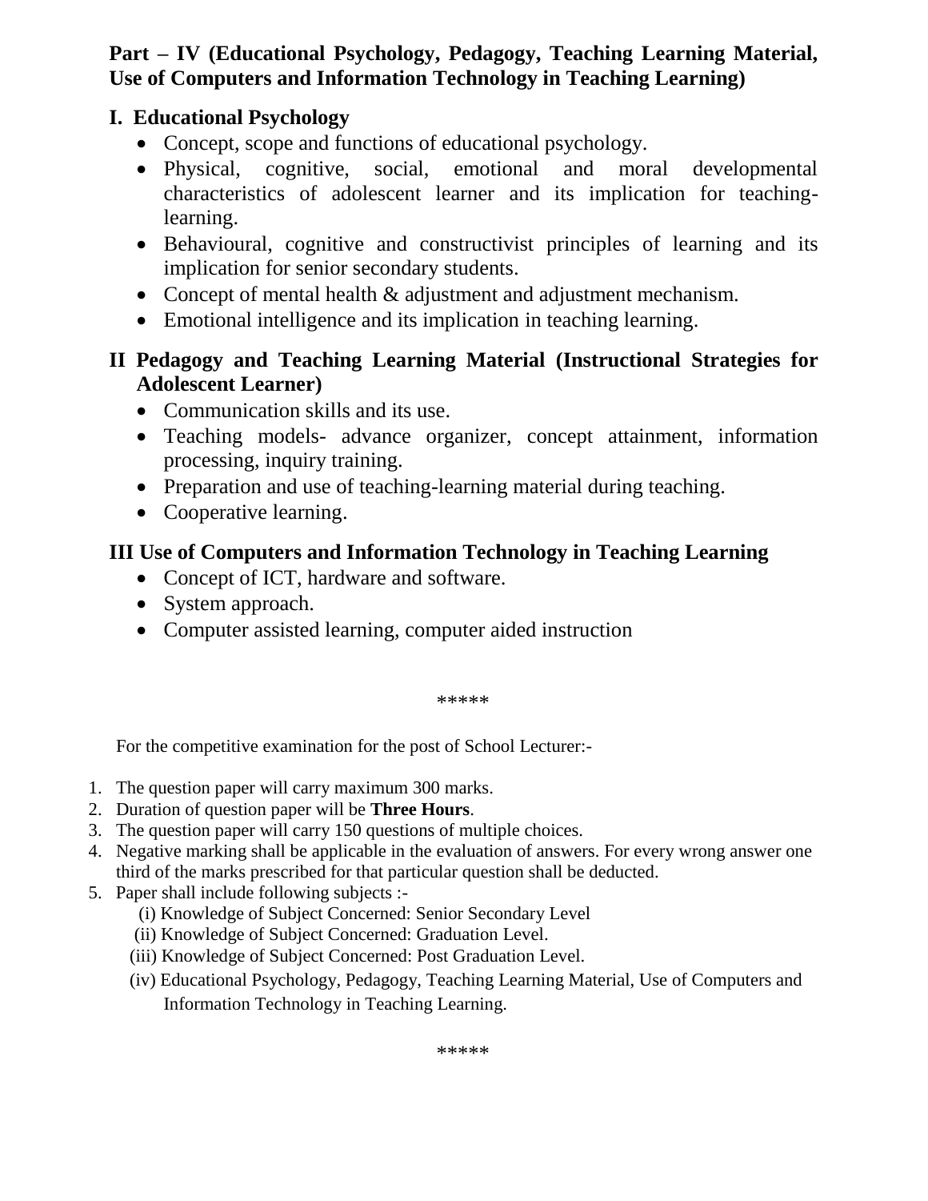## Part – IV (Educational Psychology, Pedagogy, Teaching Learning Material, Use of Computers and Information Technology in Teaching Learning)

### I. Educational Psychology

- Concept, scope and functions of educational psychology.
- Physical, cognitive, social, emotional and moral developmental characteristics of adolescent learner and its implication for teaching-learning.
- Behavioural, cognitive and constructivist principles of learning and its implication for senior secondary students.
- Concept of mental health & adjustment and adjustment mechanism.
- Emotional intelligence and its implication in teaching learning.

### II Pedagogy and Teaching Learning Material (Instructional Strategies for Adolescent Learner)

- Communication skills and its use.
- Teaching models- advance organizer, concept attainment, information processing, inquiry training.
- Preparation and use of teaching-learning material during teaching.
- Cooperative learning.

### III Use of Computers and Information Technology in Teaching Learning

- Concept of ICT, hardware and software.
- System approach.
- Computer assisted learning, computer aided instruction

\*\*\*\*\*

For the competitive examination for the post of School Lecturer:-

1. The question paper will carry maximum 300 marks.
2. Duration of question paper will be **Three Hours**.
3. The question paper will carry 150 questions of multiple choices.
4. Negative marking shall be applicable in the evaluation of answers. For every wrong answer one third of the marks prescribed for that particular question shall be deducted.
5. Paper shall include following subjects :-
   (i) Knowledge of Subject Concerned: Senior Secondary Level
   (ii) Knowledge of Subject Concerned: Graduation Level.
   (iii) Knowledge of Subject Concerned: Post Graduation Level.
   (iv) Educational Psychology, Pedagogy, Teaching Learning Material, Use of Computers and Information Technology in Teaching Learning.

\*\*\*\*\*